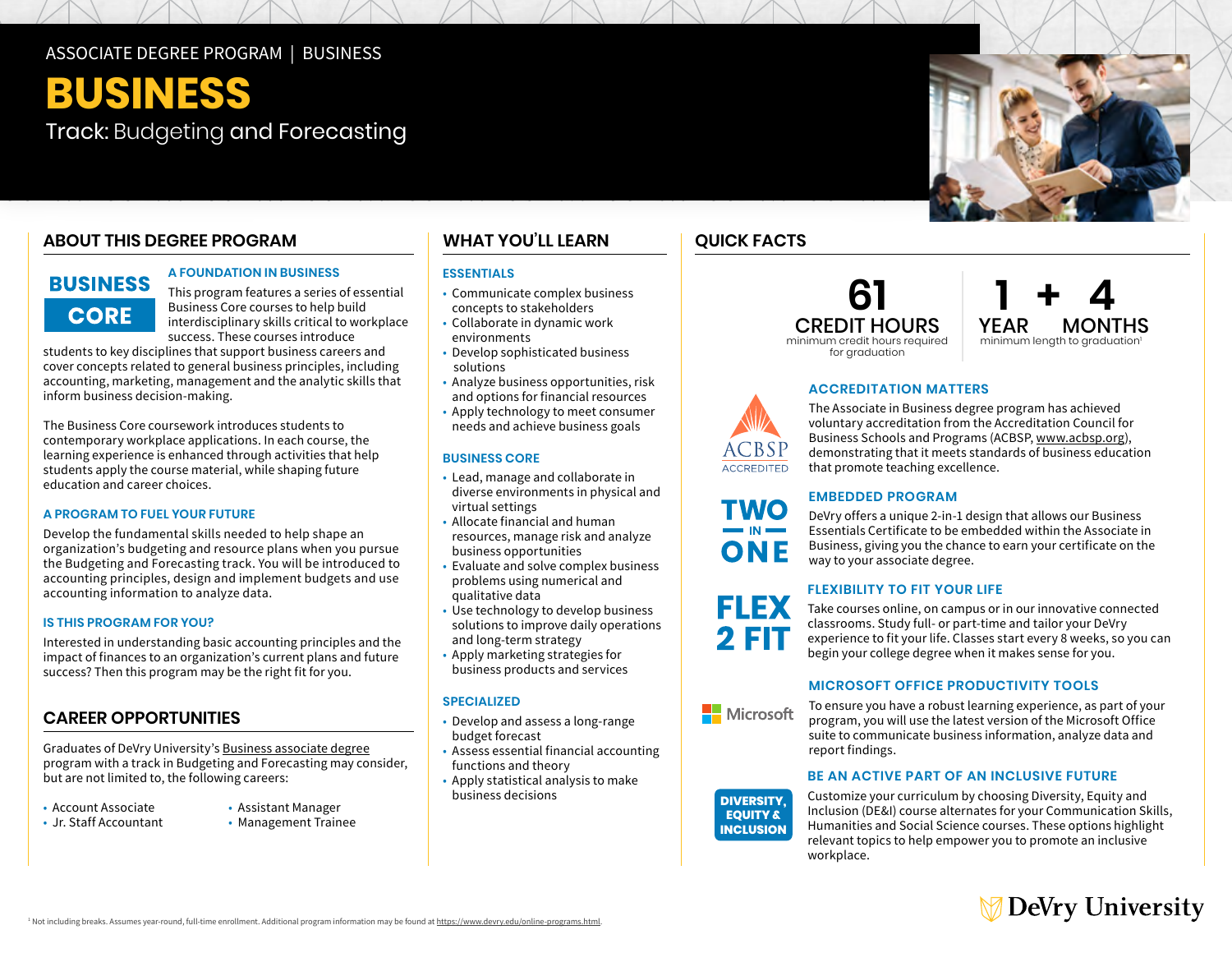ASSOCIATE DEGREE PROGRAM | BUSINESS

# BUSINESS

Track: Budgeting and Forecasting

## ABOUT THIS DEGREE PROGRAM

**BUSINESS CORE**

### A FOUNDATION IN BUSINESS

This program features a series of essential Business Core courses to help build interdisciplinary skills critical to workplace success. These courses introduce students to key disciplines that support business careers and cover concepts related to general business principles, including accounting, marketing, management and the analytic skills that inform business decision-making.

The Business Core coursework introduces students to contemporary workplace applications. In each course, the learning experience is enhanced through activities that help students apply the course material, while shaping future education and career choices.

### A PROGRAM TO FUEL YOUR FUTURE

Develop the fundamental skills needed to help shape an organization's budgeting and resource plans when you pursue the Budgeting and Forecasting track. You will be introduced to accounting principles, design and implement budgets and use accounting information to analyze data.

### IS THIS PROGRAM FOR YOU?

Interested in understanding basic accounting principles and the impact of finances to an organization's current plans and future success? Then this program may be the right fit for you.

## CAREER OPPORTUNITIES

Graduates of DeVry University's Business associate degree program with a track in Budgeting and Forecasting may consider, but are not limited to, the following careers:

- Account Associate
- Jr. Staff Accountant
- Assistant Manager
- Management Trainee

## WHAT YOU'LL LEARN

### ESSENTIALS

- Communicate complex business concepts to stakeholders
- Collaborate in dynamic work environments
- Develop sophisticated business solutions
- Analyze business opportunities, risk and options for financial resources
- Apply technology to meet consumer needs and achieve business goals

### BUSINESS CORE

- Lead, manage and collaborate in diverse environments in physical and virtual settings
- Allocate financial and human resources, manage risk and analyze business opportunities
- Evaluate and solve complex business problems using numerical and qualitative data
- Use technology to develop business solutions to improve daily operations and long-term strategy
- Apply marketing strategies for business products and services

### SPECIALIZED

- Develop and assess a long-range budget forecast
- Assess essential financial accounting functions and theory
- Apply statistical analysis to make business decisions

## QUICK FACTS

**61 CREDIT HOURS**
minimum credit hours required for graduation

**1 YEAR + 4 MONTHS**
minimum length to graduation[1]

### ACCREDITATION MATTERS

ACBSP ACCREDITED

The Associate in Business degree program has achieved voluntary accreditation from the Accreditation Council for Business Schools and Programs (ACBSP, www.acbsp.org), demonstrating that it meets standards of business education that promote teaching excellence.

### EMBEDDED PROGRAM

TWO IN ONE

DeVry offers a unique 2-in-1 design that allows our Business Essentials Certificate to be embedded within the Associate in Business, giving you the chance to earn your certificate on the way to your associate degree.

### FLEXIBILITY TO FIT YOUR LIFE

FLEX 2 FIT

Take courses online, on campus or in our innovative connected classrooms. Study full- or part-time and tailor your DeVry experience to fit your life. Classes start every 8 weeks, so you can begin your college degree when it makes sense for you.

### MICROSOFT OFFICE PRODUCTIVITY TOOLS

Microsoft

To ensure you have a robust learning experience, as part of your program, you will use the latest version of the Microsoft Office suite to communicate business information, analyze data and report findings.

### BE AN ACTIVE PART OF AN INCLUSIVE FUTURE

DIVERSITY, EQUITY & INCLUSION

Customize your curriculum by choosing Diversity, Equity and Inclusion (DE&I) course alternates for your Communication Skills, Humanities and Social Science courses. These options highlight relevant topics to help empower you to promote an inclusive workplace.

[1] Not including breaks. Assumes year-round, full-time enrollment. Additional program information may be found at https://www.devry.edu/online-programs.html.

DeVry University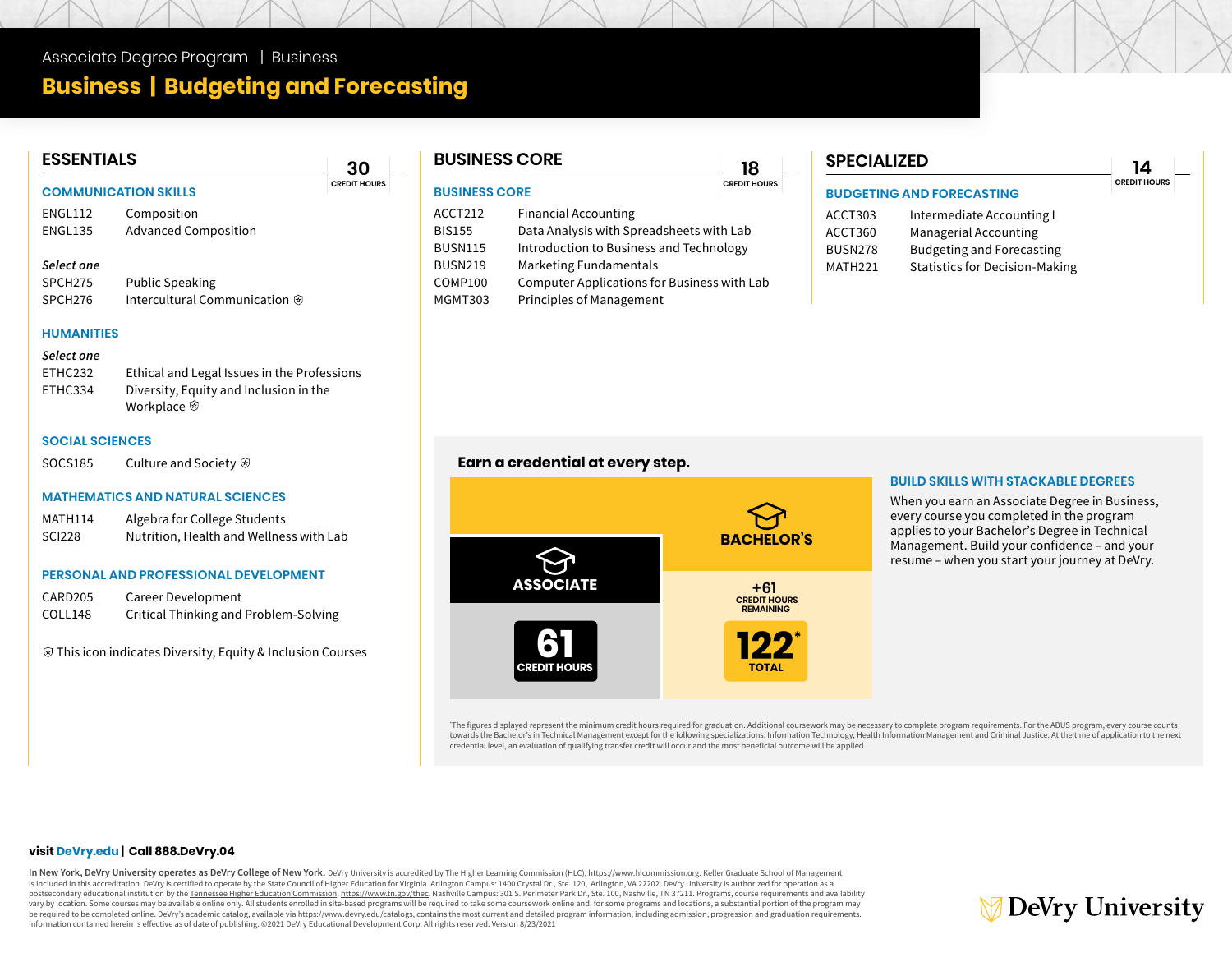Associate Degree Program | Business

# Business | Budgeting and Forecasting

## ESSENTIALS

30 CREDIT HOURS

### COMMUNICATION SKILLS

| | |
|---|---|
| ENGL112 | Composition |
| ENGL135 | Advanced Composition |

*Select one*

| | |
|---|---|
| SPCH275 | Public Speaking |
| SPCH276 | Intercultural Communication ⚙ |

### HUMANITIES

*Select one*

| | |
|---|---|
| ETHC232 | Ethical and Legal Issues in the Professions |
| ETHC334 | Diversity, Equity and Inclusion in the Workplace ⚙ |

### SOCIAL SCIENCES

| | |
|---|---|
| SOCS185 | Culture and Society ⚙ |

### MATHEMATICS AND NATURAL SCIENCES

| | |
|---|---|
| MATH114 | Algebra for College Students |
| SCI228 | Nutrition, Health and Wellness with Lab |

### PERSONAL AND PROFESSIONAL DEVELOPMENT

| | |
|---|---|
| CARD205 | Career Development |
| COLL148 | Critical Thinking and Problem-Solving |

⚙ This icon indicates Diversity, Equity & Inclusion Courses

## BUSINESS CORE

18 CREDIT HOURS

### BUSINESS CORE

| | |
|---|---|
| ACCT212 | Financial Accounting |
| BIS155 | Data Analysis with Spreadsheets with Lab |
| BUSN115 | Introduction to Business and Technology |
| BUSN219 | Marketing Fundamentals |
| COMP100 | Computer Applications for Business with Lab |
| MGMT303 | Principles of Management |

## SPECIALIZED

14 CREDIT HOURS

### BUDGETING AND FORECASTING

| | |
|---|---|
| ACCT303 | Intermediate Accounting I |
| ACCT360 | Managerial Accounting |
| BUSN278 | Budgeting and Forecasting |
| MATH221 | Statistics for Decision-Making |

**Earn a credential at every step.**

ASSOCIATE

61 CREDIT HOURS

BACHELOR'S

+61 CREDIT HOURS REMAINING

122* TOTAL

### BUILD SKILLS WITH STACKABLE DEGREES

When you earn an Associate Degree in Business, every course you completed in the program applies to your Bachelor's Degree in Technical Management. Build your confidence – and your resume – when you start your journey at DeVry.

*The figures displayed represent the minimum credit hours required for graduation. Additional coursework may be necessary to complete program requirements. For the ABUS program, every course counts towards the Bachelor's in Technical Management except for the following specializations: Information Technology, Health Information Management and Criminal Justice. At the time of application to the next credential level, an evaluation of qualifying transfer credit will occur and the most beneficial outcome will be applied.

**visit DeVry.edu | Call 888.DeVry.04**

**In New York, DeVry University operates as DeVry College of New York.** DeVry University is accredited by The Higher Learning Commission (HLC), https://www.hlcommission.org. Keller Graduate School of Management is included in this accreditation. DeVry is certified to operate by the State Council of Higher Education for Virginia. Arlington Campus: 1400 Crystal Dr., Ste. 120, Arlington, VA 22202. DeVry University is authorized for operation as a postsecondary educational institution by the Tennessee Higher Education Commission, https://www.tn.gov/thec. Nashville Campus: 301 S. Perimeter Park Dr., Ste. 100, Nashville, TN 37211. Programs, course requirements and availability vary by location. Some courses may be available online only. All students enrolled in site-based programs will be required to take some coursework online and, for some programs and locations, a substantial portion of the program may be required to be completed online. DeVry's academic catalog, available via https://www.devry.edu/catalogs, contains the most current and detailed program information, including admission, progression and graduation requirements. Information contained herein is effective as of date of publishing. ©2021 DeVry Educational Development Corp. All rights reserved. Version 8/23/2021

DeVry University